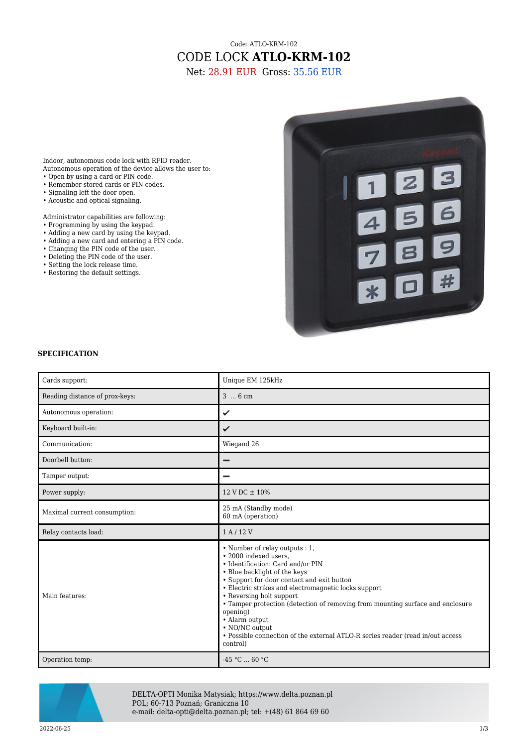Code: ATLO-KRM-102

# CODE LOCK **ATLO-KRM-102**

Net: 28.91 EUR Gross: 35.56 EUR

Indoor, autonomous code lock with RFID reader.
Autonomous operation of the device allows the user to:
• Open by using a card or PIN code.
• Remember stored cards or PIN codes.
• Signaling left the door open.
• Acoustic and optical signaling.

Administrator capabilities are following:
• Programming by using the keypad.
• Adding a new card by using the keypad.
• Adding a new card and entering a PIN code.
• Changing the PIN code of the user.
• Deleting the PIN code of the user.
• Setting the lock release time.
• Restoring the default settings.

**SPECIFICATION**

| | |
|---|---|
| Cards support: | Unique EM 125kHz |
| Reading distance of prox-keys: | 3 ... 6 cm |
| Autonomous operation: | ✔ |
| Keyboard built-in: | ✔ |
| Communication: | Wiegand 26 |
| Doorbell button: | – |
| Tamper output: | – |
| Power supply: | 12 V DC ± 10% |
| Maximal current consumption: | 25 mA (Standby mode)<br>60 mA (operation) |
| Relay contacts load: | 1 A / 12 V |
| Main features: | • Number of relay outputs : 1,<br>• 2000 indexed users,<br>• Identification: Card and/or PIN<br>• Blue backlight of the keys<br>• Support for door contact and exit button<br>• Electric strikes and electromagnetic locks support<br>• Reversing bolt support<br>• Tamper protection (detection of removing from mounting surface and enclosure opening)<br>• Alarm output<br>• NO/NC output<br>• Possible connection of the external ATLO-R series reader (read in/out access control) |
| Operation temp: | -45 °C ... 60 °C |

DELTA-OPTI Monika Matysiak; https://www.delta.poznan.pl
POL; 60-713 Poznań; Graniczna 10
e-mail: delta-opti@delta.poznan.pl; tel: +(48) 61 864 69 60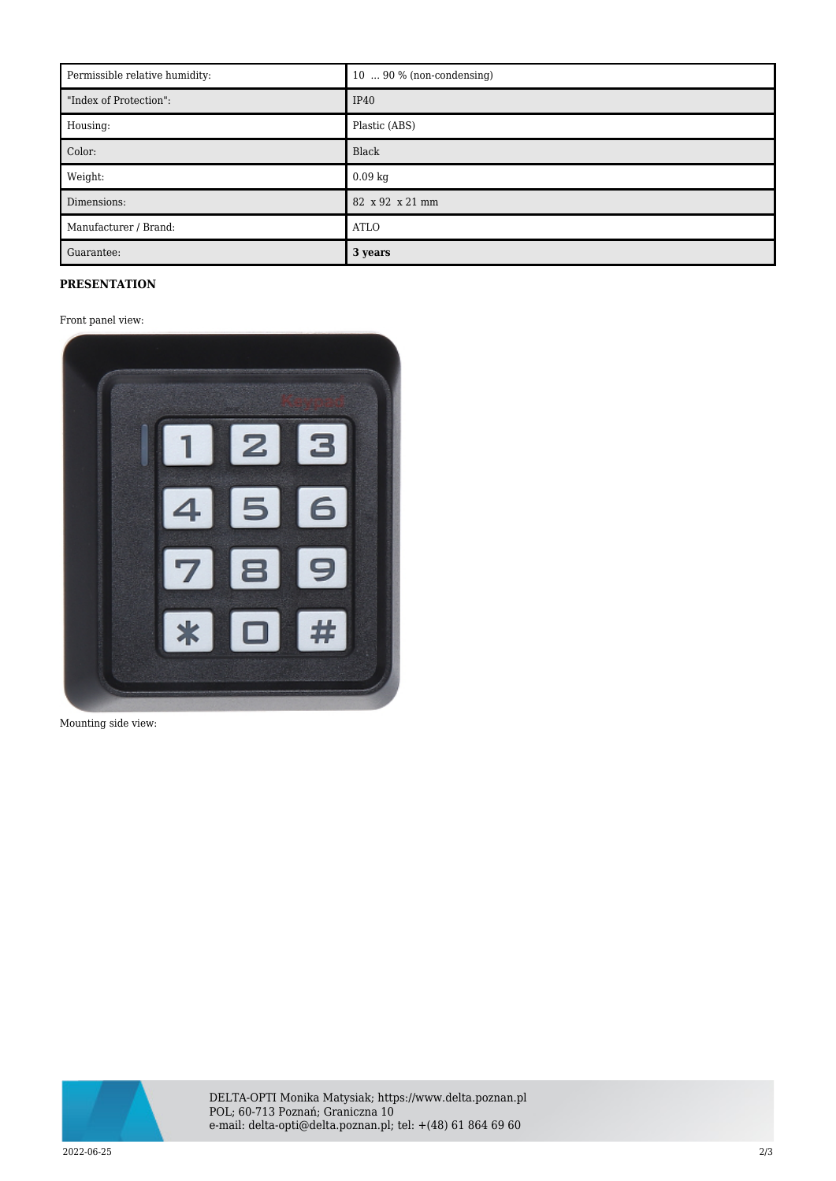| Permissible relative humidity: | 10 ... 90 % (non-condensing) |
| --- | --- |
| "Index of Protection": | IP40 |
| Housing: | Plastic (ABS) |
| Color: | Black |
| Weight: | 0.09 kg |
| Dimensions: | 82 x 92 x 21 mm |
| Manufacturer / Brand: | ATLO |
| Guarantee: | **3 years** |

**PRESENTATION**

Front panel view:

Mounting side view: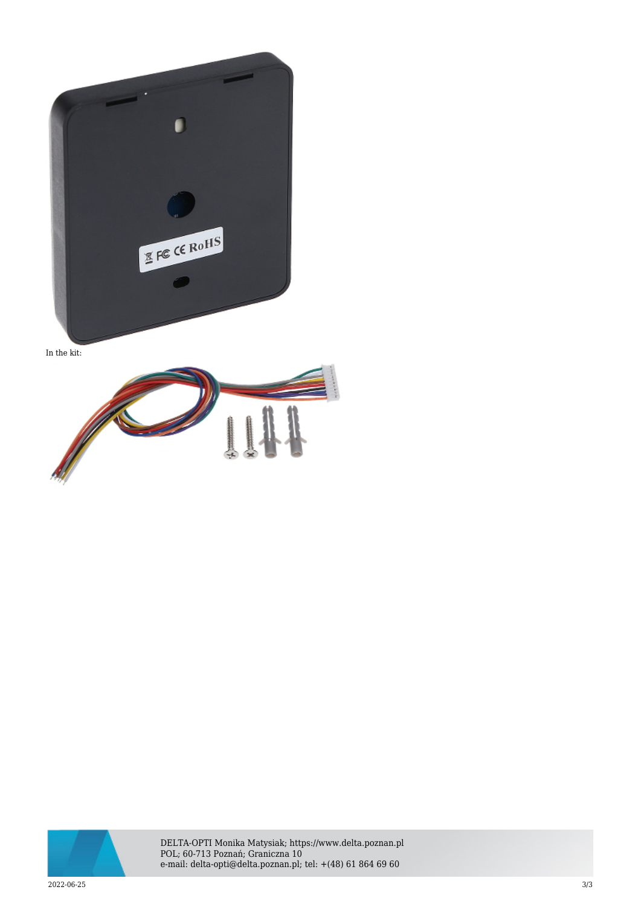In the kit:

DELTA-OPTI Monika Matysiak; https://www.delta.poznan.pl
POL; 60-713 Poznań; Graniczna 10
e-mail: delta-opti@delta.poznan.pl; tel: +(48) 61 864 69 60

2022-06-25